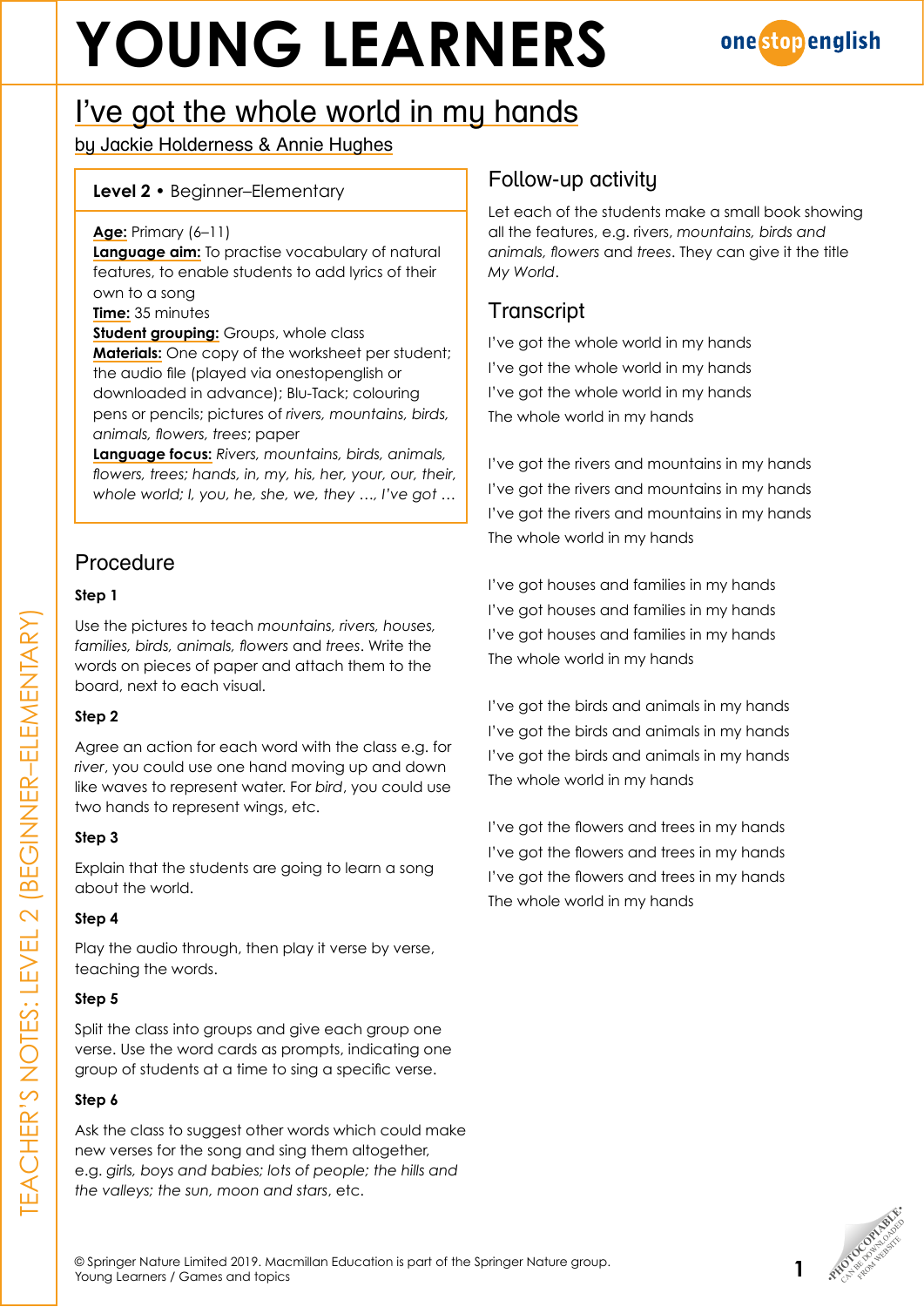# YOUNG LEARNERS

## I've got the whole world in my hands

by Jackie Holderness & Annie Hughes

**Level 2** • Beginner–Elementary

**Age:** Primary (6–11)
**Language aim:** To practise vocabulary of natural features, to enable students to add lyrics of their own to a song
**Time:** 35 minutes
**Student grouping:** Groups, whole class
**Materials:** One copy of the worksheet per student; the audio file (played via onestopenglish or downloaded in advance); Blu-Tack; colouring pens or pencils; pictures of *rivers, mountains, birds, animals, flowers, trees*; paper
**Language focus:** *Rivers, mountains, birds, animals, flowers, trees; hands, in, my, his, her, your, our, their, whole world; I, you, he, she, we, they …, I've got …*

### Procedure

**Step 1**

Use the pictures to teach *mountains, rivers, houses, families, birds, animals, flowers* and *trees*. Write the words on pieces of paper and attach them to the board, next to each visual.

**Step 2**

Agree an action for each word with the class e.g. for *river*, you could use one hand moving up and down like waves to represent water. For *bird*, you could use two hands to represent wings, etc.

**Step 3**

Explain that the students are going to learn a song about the world.

**Step 4**

Play the audio through, then play it verse by verse, teaching the words.

**Step 5**

Split the class into groups and give each group one verse. Use the word cards as prompts, indicating one group of students at a time to sing a specific verse.

**Step 6**

Ask the class to suggest other words which could make new verses for the song and sing them altogether, e.g. *girls, boys and babies; lots of people; the hills and the valleys; the sun, moon and stars*, etc.

### Follow-up activity

Let each of the students make a small book showing all the features, e.g. rivers, *mountains, birds and animals, flowers* and *trees*. They can give it the title *My World*.

### Transcript

I've got the whole world in my hands
I've got the whole world in my hands
I've got the whole world in my hands
The whole world in my hands

I've got the rivers and mountains in my hands
I've got the rivers and mountains in my hands
I've got the rivers and mountains in my hands
The whole world in my hands

I've got houses and families in my hands
I've got houses and families in my hands
I've got houses and families in my hands
The whole world in my hands

I've got the birds and animals in my hands
I've got the birds and animals in my hands
I've got the birds and animals in my hands
The whole world in my hands

I've got the flowers and trees in my hands
I've got the flowers and trees in my hands
I've got the flowers and trees in my hands
The whole world in my hands

© Springer Nature Limited 2019. Macmillan Education is part of the Springer Nature group.
Young Learners / Games and topics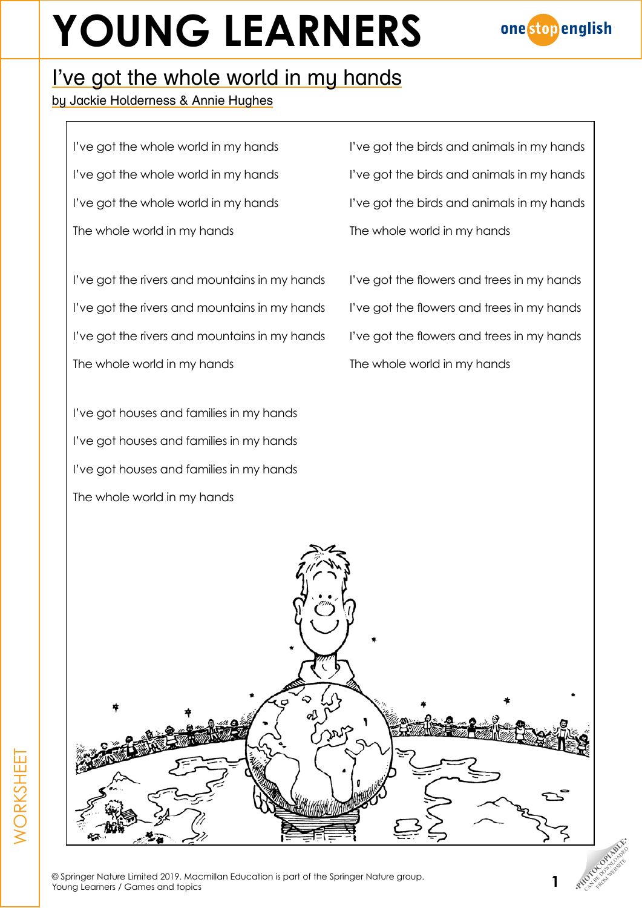# YOUNG LEARNERS

## I've got the whole world in my hands

by Jackie Holderness & Annie Hughes

I've got the whole world in my hands
I've got the whole world in my hands
I've got the whole world in my hands
The whole world in my hands

I've got the rivers and mountains in my hands
I've got the rivers and mountains in my hands
I've got the rivers and mountains in my hands
The whole world in my hands

I've got houses and families in my hands
I've got houses and families in my hands
I've got houses and families in my hands
The whole world in my hands

I've got the birds and animals in my hands
I've got the birds and animals in my hands
I've got the birds and animals in my hands
The whole world in my hands

I've got the flowers and trees in my hands
I've got the flowers and trees in my hands
I've got the flowers and trees in my hands
The whole world in my hands

© Springer Nature Limited 2019. Macmillan Education is part of the Springer Nature group.
Young Learners / Games and topics